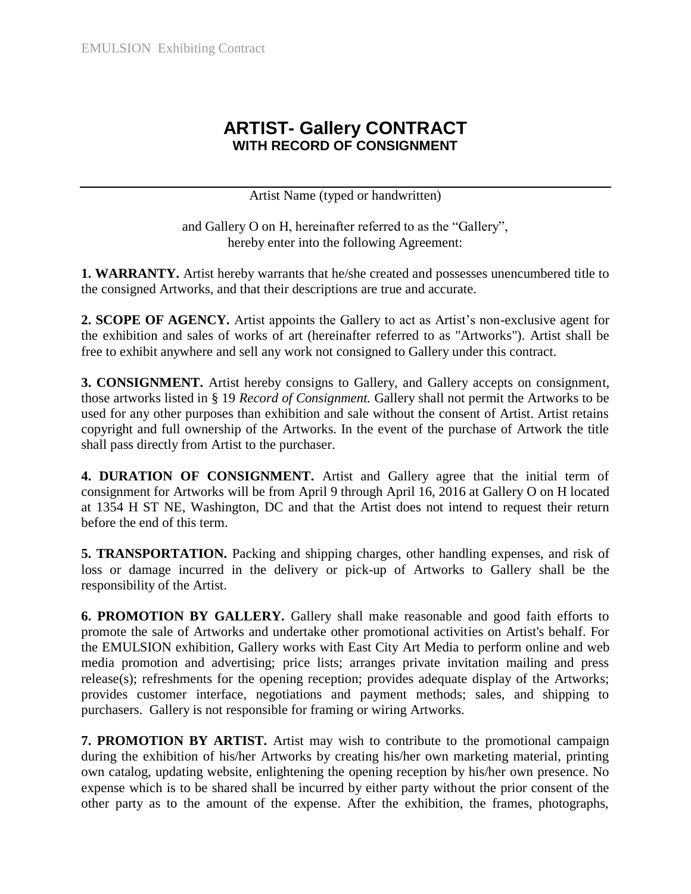# ARTIST- Gallery CONTRACT

## WITH RECORD OF CONSIGNMENT

---

Artist Name (typed or handwritten)

and Gallery O on H, hereinafter referred to as the "Gallery", hereby enter into the following Agreement:

**1. WARRANTY.** Artist hereby warrants that he/she created and possesses unencumbered title to the consigned Artworks, and that their descriptions are true and accurate.

**2. SCOPE OF AGENCY.** Artist appoints the Gallery to act as Artist's non-exclusive agent for the exhibition and sales of works of art (hereinafter referred to as "Artworks"). Artist shall be free to exhibit anywhere and sell any work not consigned to Gallery under this contract.

**3. CONSIGNMENT.** Artist hereby consigns to Gallery, and Gallery accepts on consignment, those artworks listed in § 19 *Record of Consignment.* Gallery shall not permit the Artworks to be used for any other purposes than exhibition and sale without the consent of Artist. Artist retains copyright and full ownership of the Artworks. In the event of the purchase of Artwork the title shall pass directly from Artist to the purchaser.

**4. DURATION OF CONSIGNMENT.** Artist and Gallery agree that the initial term of consignment for Artworks will be from April 9 through April 16, 2016 at Gallery O on H located at 1354 H ST NE, Washington, DC and that the Artist does not intend to request their return before the end of this term.

**5. TRANSPORTATION.** Packing and shipping charges, other handling expenses, and risk of loss or damage incurred in the delivery or pick-up of Artworks to Gallery shall be the responsibility of the Artist.

**6. PROMOTION BY GALLERY.** Gallery shall make reasonable and good faith efforts to promote the sale of Artworks and undertake other promotional activities on Artist's behalf. For the EMULSION exhibition, Gallery works with East City Art Media to perform online and web media promotion and advertising; price lists; arranges private invitation mailing and press release(s); refreshments for the opening reception; provides adequate display of the Artworks; provides customer interface, negotiations and payment methods; sales, and shipping to purchasers. Gallery is not responsible for framing or wiring Artworks.

**7. PROMOTION BY ARTIST.** Artist may wish to contribute to the promotional campaign during the exhibition of his/her Artworks by creating his/her own marketing material, printing own catalog, updating website, enlightening the opening reception by his/her own presence. No expense which is to be shared shall be incurred by either party without the prior consent of the other party as to the amount of the expense. After the exhibition, the frames, photographs,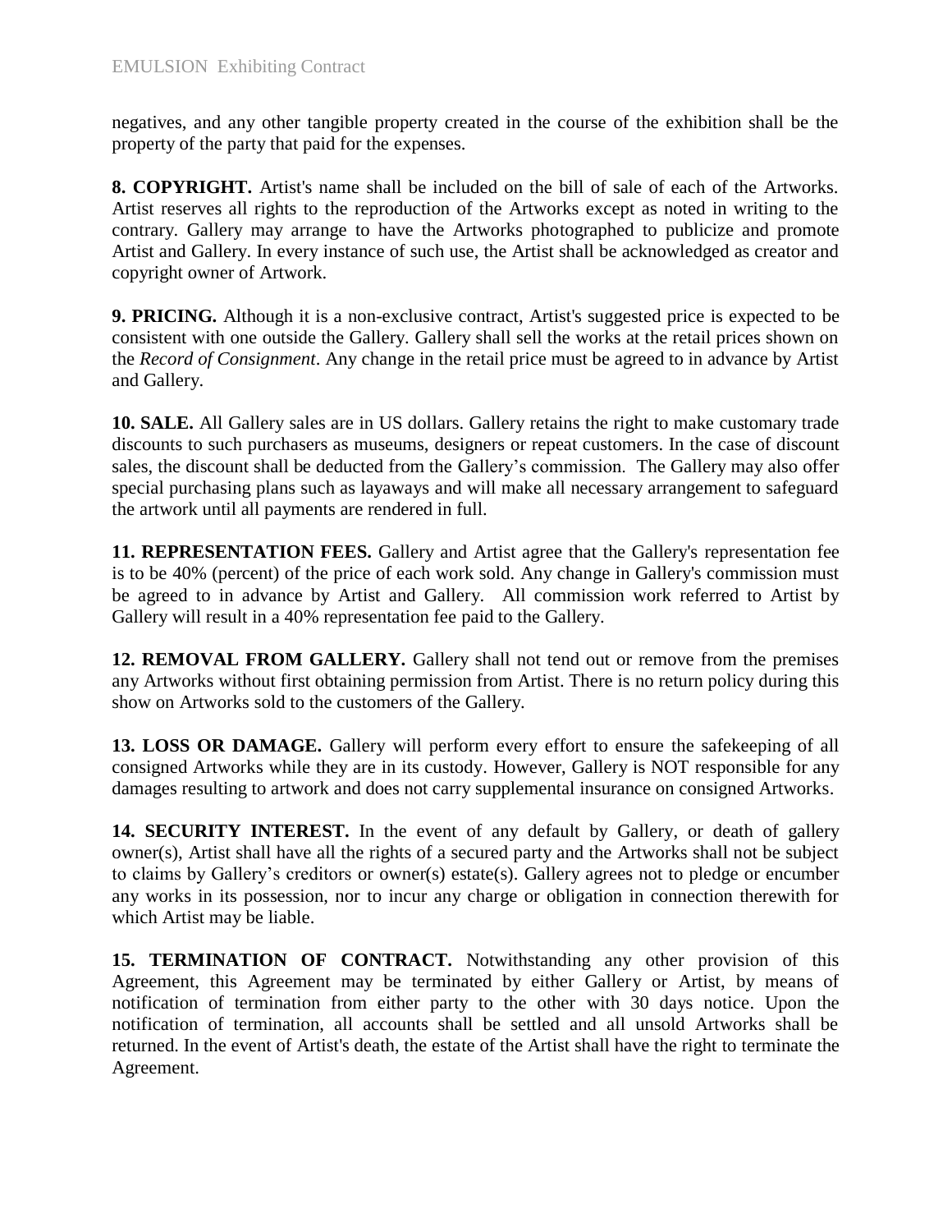negatives, and any other tangible property created in the course of the exhibition shall be the property of the party that paid for the expenses.

**8. COPYRIGHT.** Artist's name shall be included on the bill of sale of each of the Artworks. Artist reserves all rights to the reproduction of the Artworks except as noted in writing to the contrary. Gallery may arrange to have the Artworks photographed to publicize and promote Artist and Gallery. In every instance of such use, the Artist shall be acknowledged as creator and copyright owner of Artwork.

**9. PRICING.** Although it is a non-exclusive contract, Artist's suggested price is expected to be consistent with one outside the Gallery. Gallery shall sell the works at the retail prices shown on the *Record of Consignment*. Any change in the retail price must be agreed to in advance by Artist and Gallery.

**10. SALE.** All Gallery sales are in US dollars. Gallery retains the right to make customary trade discounts to such purchasers as museums, designers or repeat customers. In the case of discount sales, the discount shall be deducted from the Gallery's commission. The Gallery may also offer special purchasing plans such as layaways and will make all necessary arrangement to safeguard the artwork until all payments are rendered in full.

**11. REPRESENTATION FEES.** Gallery and Artist agree that the Gallery's representation fee is to be 40% (percent) of the price of each work sold. Any change in Gallery's commission must be agreed to in advance by Artist and Gallery. All commission work referred to Artist by Gallery will result in a 40% representation fee paid to the Gallery.

**12. REMOVAL FROM GALLERY.** Gallery shall not tend out or remove from the premises any Artworks without first obtaining permission from Artist. There is no return policy during this show on Artworks sold to the customers of the Gallery.

**13. LOSS OR DAMAGE.** Gallery will perform every effort to ensure the safekeeping of all consigned Artworks while they are in its custody. However, Gallery is NOT responsible for any damages resulting to artwork and does not carry supplemental insurance on consigned Artworks.

**14. SECURITY INTEREST.** In the event of any default by Gallery, or death of gallery owner(s), Artist shall have all the rights of a secured party and the Artworks shall not be subject to claims by Gallery's creditors or owner(s) estate(s). Gallery agrees not to pledge or encumber any works in its possession, nor to incur any charge or obligation in connection therewith for which Artist may be liable.

**15. TERMINATION OF CONTRACT.** Notwithstanding any other provision of this Agreement, this Agreement may be terminated by either Gallery or Artist, by means of notification of termination from either party to the other with 30 days notice. Upon the notification of termination, all accounts shall be settled and all unsold Artworks shall be returned. In the event of Artist's death, the estate of the Artist shall have the right to terminate the Agreement.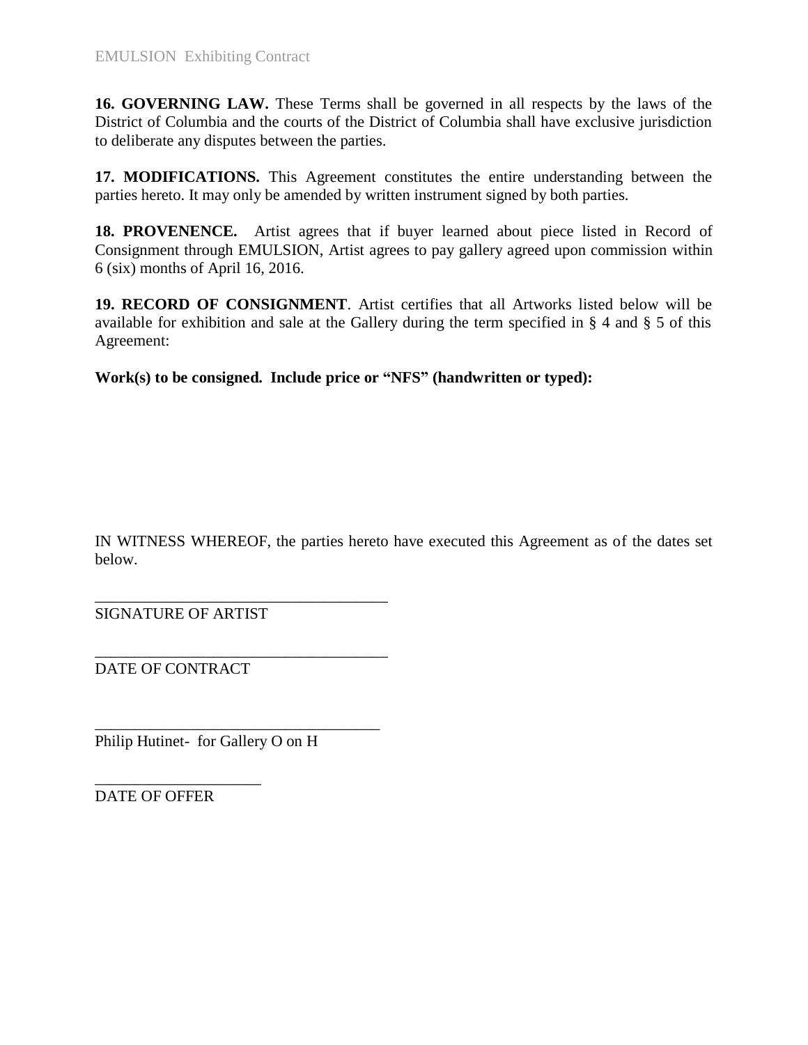**16. GOVERNING LAW.** These Terms shall be governed in all respects by the laws of the District of Columbia and the courts of the District of Columbia shall have exclusive jurisdiction to deliberate any disputes between the parties.

**17. MODIFICATIONS.** This Agreement constitutes the entire understanding between the parties hereto. It may only be amended by written instrument signed by both parties.

**18. PROVENENCE.** Artist agrees that if buyer learned about piece listed in Record of Consignment through EMULSION, Artist agrees to pay gallery agreed upon commission within 6 (six) months of April 16, 2016.

**19. RECORD OF CONSIGNMENT**. Artist certifies that all Artworks listed below will be available for exhibition and sale at the Gallery during the term specified in § 4 and § 5 of this Agreement:

**Work(s) to be consigned. Include price or "NFS" (handwritten or typed):**

IN WITNESS WHEREOF, the parties hereto have executed this Agreement as of the dates set below.

_____________________________________
SIGNATURE OF ARTIST

_____________________________________
DATE OF CONTRACT

____________________________________
Philip Hutinet- for Gallery O on H

_____________________
DATE OF OFFER